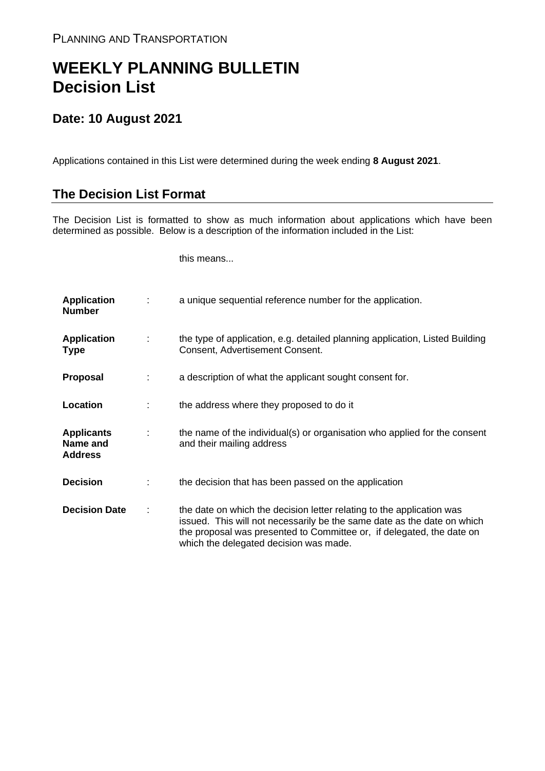PLANNING AND TRANSPORTATION

# WEEKLY PLANNING BULLETIN
# Decision List

## Date: 10 August 2021

Applications contained in this List were determined during the week ending **8 August 2021**.

## The Decision List Format

The Decision List is formatted to show as much information about applications which have been determined as possible. Below is a description of the information included in the List:

| | | this means... |
|---|---|---|
| **Application Number** | : | a unique sequential reference number for the application. |
| **Application Type** | : | the type of application, e.g. detailed planning application, Listed Building Consent, Advertisement Consent. |
| **Proposal** | : | a description of what the applicant sought consent for. |
| **Location** | : | the address where they proposed to do it |
| **Applicants Name and Address** | : | the name of the individual(s) or organisation who applied for the consent and their mailing address |
| **Decision** | : | the decision that has been passed on the application |
| **Decision Date** | : | the date on which the decision letter relating to the application was issued. This will not necessarily be the same date as the date on which the proposal was presented to Committee or, if delegated, the date on which the delegated decision was made. |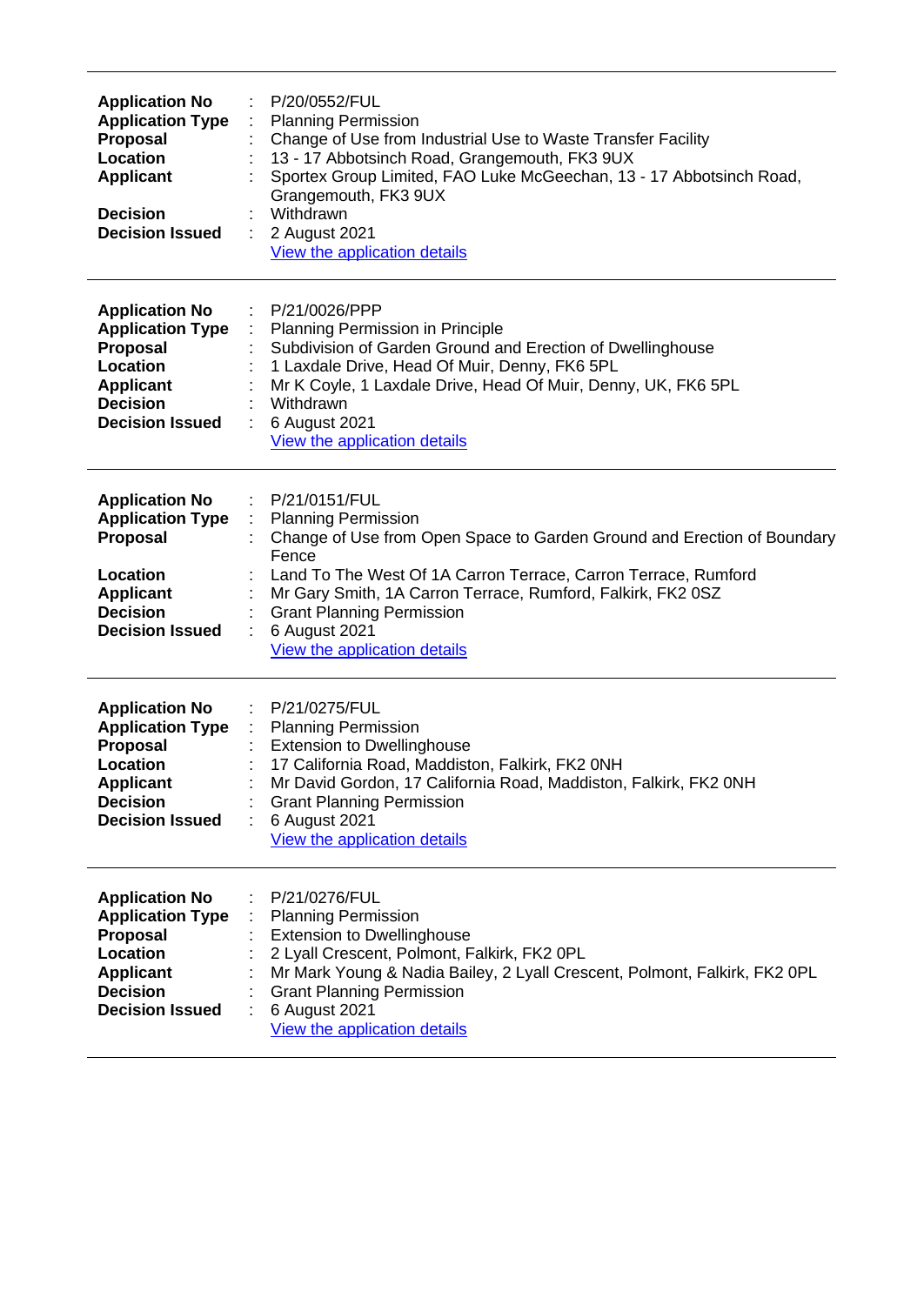---

| | | |
|---|---|---|
| **Application No** | : | P/20/0552/FUL |
| **Application Type** | : | Planning Permission |
| **Proposal** | : | Change of Use from Industrial Use to Waste Transfer Facility |
| **Location** | : | 13 - 17 Abbotsinch Road, Grangemouth, FK3 9UX |
| **Applicant** | : | Sportex Group Limited, FAO Luke McGeechan, 13 - 17 Abbotsinch Road, Grangemouth, FK3 9UX |
| **Decision** | : | Withdrawn |
| **Decision Issued** | : | 2 August 2021 |
| | | View the application details |

---

| | | |
|---|---|---|
| **Application No** | : | P/21/0026/PPP |
| **Application Type** | : | Planning Permission in Principle |
| **Proposal** | : | Subdivision of Garden Ground and Erection of Dwellinghouse |
| **Location** | : | 1 Laxdale Drive, Head Of Muir, Denny, FK6 5PL |
| **Applicant** | : | Mr K Coyle, 1 Laxdale Drive, Head Of Muir, Denny, UK, FK6 5PL |
| **Decision** | : | Withdrawn |
| **Decision Issued** | : | 6 August 2021 |
| | | View the application details |

---

| | | |
|---|---|---|
| **Application No** | : | P/21/0151/FUL |
| **Application Type** | : | Planning Permission |
| **Proposal** | : | Change of Use from Open Space to Garden Ground and Erection of Boundary Fence |
| **Location** | : | Land To The West Of 1A Carron Terrace, Carron Terrace, Rumford |
| **Applicant** | : | Mr Gary Smith, 1A Carron Terrace, Rumford, Falkirk, FK2 0SZ |
| **Decision** | : | Grant Planning Permission |
| **Decision Issued** | : | 6 August 2021 |
| | | View the application details |

---

| | | |
|---|---|---|
| **Application No** | : | P/21/0275/FUL |
| **Application Type** | : | Planning Permission |
| **Proposal** | : | Extension to Dwellinghouse |
| **Location** | : | 17 California Road, Maddiston, Falkirk, FK2 0NH |
| **Applicant** | : | Mr David Gordon, 17 California Road, Maddiston, Falkirk, FK2 0NH |
| **Decision** | : | Grant Planning Permission |
| **Decision Issued** | : | 6 August 2021 |
| | | View the application details |

---

| | | |
|---|---|---|
| **Application No** | : | P/21/0276/FUL |
| **Application Type** | : | Planning Permission |
| **Proposal** | : | Extension to Dwellinghouse |
| **Location** | : | 2 Lyall Crescent, Polmont, Falkirk, FK2 0PL |
| **Applicant** | : | Mr Mark Young & Nadia Bailey, 2 Lyall Crescent, Polmont, Falkirk, FK2 0PL |
| **Decision** | : | Grant Planning Permission |
| **Decision Issued** | : | 6 August 2021 |
| | | View the application details |

---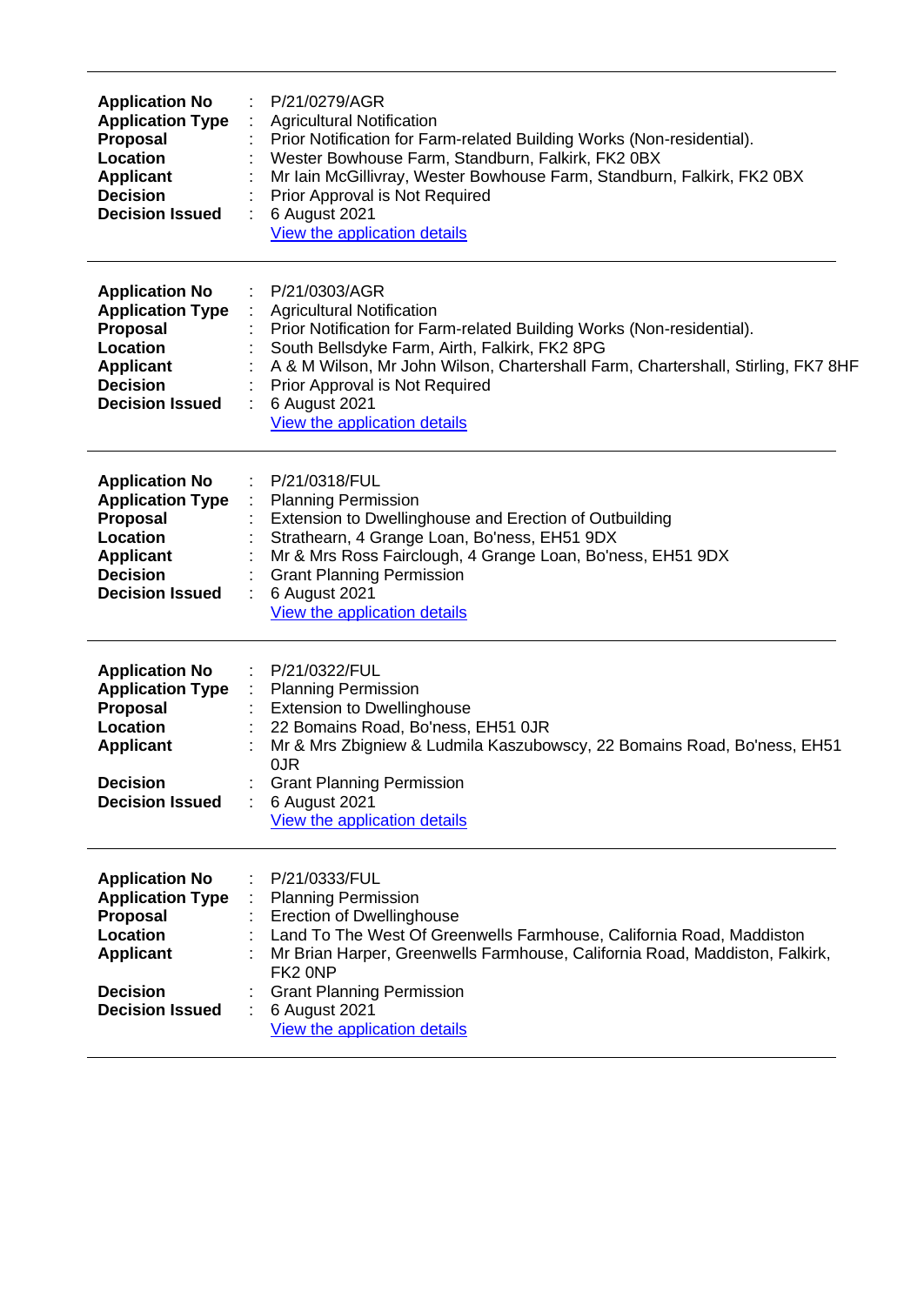---

**Application No** : P/21/0279/AGR
**Application Type** : Agricultural Notification
**Proposal** : Prior Notification for Farm-related Building Works (Non-residential).
**Location** : Wester Bowhouse Farm, Standburn, Falkirk, FK2 0BX
**Applicant** : Mr Iain McGillivray, Wester Bowhouse Farm, Standburn, Falkirk, FK2 0BX
**Decision** : Prior Approval is Not Required
**Decision Issued** : 6 August 2021
View the application details

---

**Application No** : P/21/0303/AGR
**Application Type** : Agricultural Notification
**Proposal** : Prior Notification for Farm-related Building Works (Non-residential).
**Location** : South Bellsdyke Farm, Airth, Falkirk, FK2 8PG
**Applicant** : A & M Wilson, Mr John Wilson, Chartershall Farm, Chartershall, Stirling, FK7 8HF
**Decision** : Prior Approval is Not Required
**Decision Issued** : 6 August 2021
View the application details

---

**Application No** : P/21/0318/FUL
**Application Type** : Planning Permission
**Proposal** : Extension to Dwellinghouse and Erection of Outbuilding
**Location** : Strathearn, 4 Grange Loan, Bo'ness, EH51 9DX
**Applicant** : Mr & Mrs Ross Fairclough, 4 Grange Loan, Bo'ness, EH51 9DX
**Decision** : Grant Planning Permission
**Decision Issued** : 6 August 2021
View the application details

---

**Application No** : P/21/0322/FUL
**Application Type** : Planning Permission
**Proposal** : Extension to Dwellinghouse
**Location** : 22 Bomains Road, Bo'ness, EH51 0JR
**Applicant** : Mr & Mrs Zbigniew & Ludmila Kaszubowscy, 22 Bomains Road, Bo'ness, EH51 0JR
**Decision** : Grant Planning Permission
**Decision Issued** : 6 August 2021
View the application details

---

**Application No** : P/21/0333/FUL
**Application Type** : Planning Permission
**Proposal** : Erection of Dwellinghouse
**Location** : Land To The West Of Greenwells Farmhouse, California Road, Maddiston
**Applicant** : Mr Brian Harper, Greenwells Farmhouse, California Road, Maddiston, Falkirk, FK2 0NP
**Decision** : Grant Planning Permission
**Decision Issued** : 6 August 2021
View the application details

---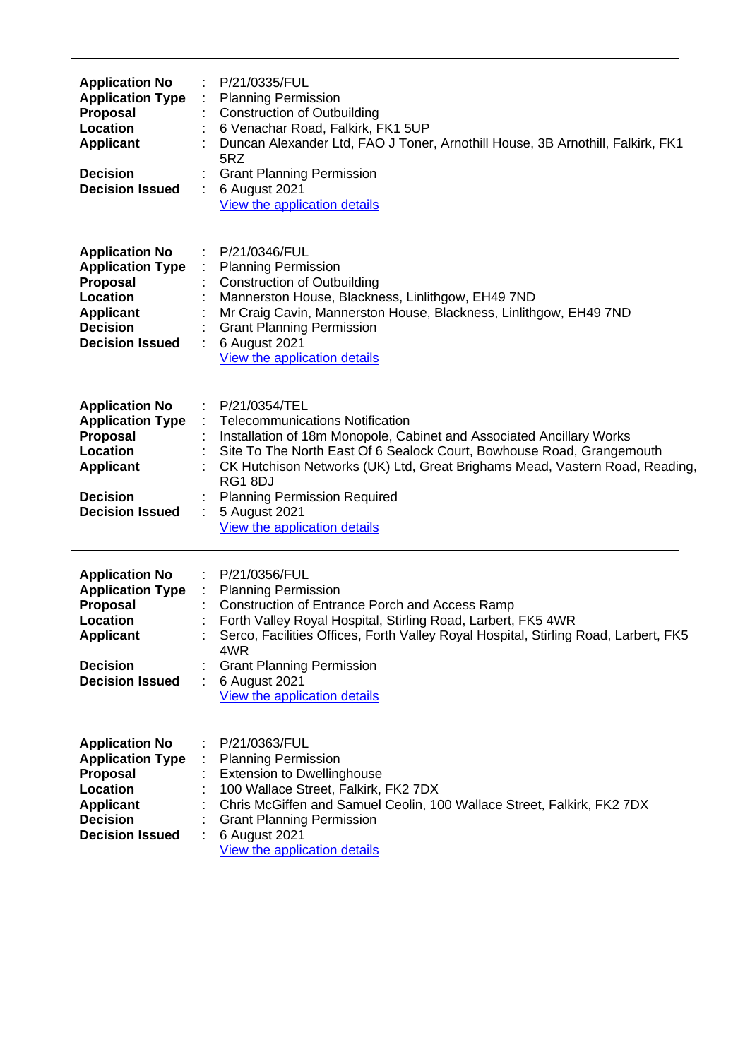---

| | | |
|---|---|---|
| **Application No** | : | P/21/0335/FUL |
| **Application Type** | : | Planning Permission |
| **Proposal** | : | Construction of Outbuilding |
| **Location** | : | 6 Venachar Road, Falkirk, FK1 5UP |
| **Applicant** | : | Duncan Alexander Ltd, FAO J Toner, Arnothill House, 3B Arnothill, Falkirk, FK1 5RZ |
| **Decision** | : | Grant Planning Permission |
| **Decision Issued** | : | 6 August 2021 |
| | | View the application details |

---

| | | |
|---|---|---|
| **Application No** | : | P/21/0346/FUL |
| **Application Type** | : | Planning Permission |
| **Proposal** | : | Construction of Outbuilding |
| **Location** | : | Mannerston House, Blackness, Linlithgow, EH49 7ND |
| **Applicant** | : | Mr Craig Cavin, Mannerston House, Blackness, Linlithgow, EH49 7ND |
| **Decision** | : | Grant Planning Permission |
| **Decision Issued** | : | 6 August 2021 |
| | | View the application details |

---

| | | |
|---|---|---|
| **Application No** | : | P/21/0354/TEL |
| **Application Type** | : | Telecommunications Notification |
| **Proposal** | : | Installation of 18m Monopole, Cabinet and Associated Ancillary Works |
| **Location** | : | Site To The North East Of 6 Sealock Court, Bowhouse Road, Grangemouth |
| **Applicant** | : | CK Hutchison Networks (UK) Ltd, Great Brighams Mead, Vastern Road, Reading, RG1 8DJ |
| **Decision** | : | Planning Permission Required |
| **Decision Issued** | : | 5 August 2021 |
| | | View the application details |

---

| | | |
|---|---|---|
| **Application No** | : | P/21/0356/FUL |
| **Application Type** | : | Planning Permission |
| **Proposal** | : | Construction of Entrance Porch and Access Ramp |
| **Location** | : | Forth Valley Royal Hospital, Stirling Road, Larbert, FK5 4WR |
| **Applicant** | : | Serco, Facilities Offices, Forth Valley Royal Hospital, Stirling Road, Larbert, FK5 4WR |
| **Decision** | : | Grant Planning Permission |
| **Decision Issued** | : | 6 August 2021 |
| | | View the application details |

---

| | | |
|---|---|---|
| **Application No** | : | P/21/0363/FUL |
| **Application Type** | : | Planning Permission |
| **Proposal** | : | Extension to Dwellinghouse |
| **Location** | : | 100 Wallace Street, Falkirk, FK2 7DX |
| **Applicant** | : | Chris McGiffen and Samuel Ceolin, 100 Wallace Street, Falkirk, FK2 7DX |
| **Decision** | : | Grant Planning Permission |
| **Decision Issued** | : | 6 August 2021 |
| | | View the application details |

---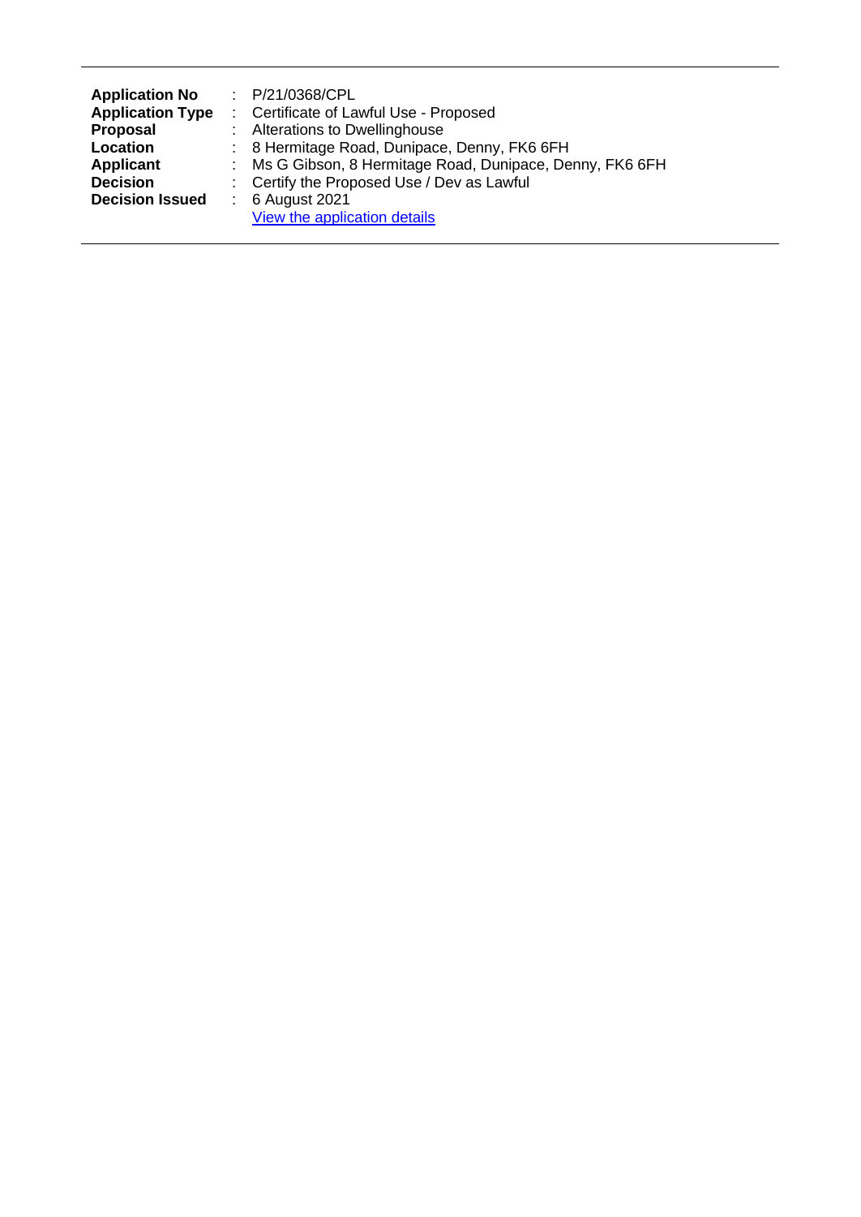| | | |
|---|---|---|
| **Application No** | : | P/21/0368/CPL |
| **Application Type** | : | Certificate of Lawful Use - Proposed |
| **Proposal** | : | Alterations to Dwellinghouse |
| **Location** | : | 8 Hermitage Road, Dunipace, Denny, FK6 6FH |
| **Applicant** | : | Ms G Gibson, 8 Hermitage Road, Dunipace, Denny, FK6 6FH |
| **Decision** | : | Certify the Proposed Use / Dev as Lawful |
| **Decision Issued** | : | 6 August 2021 |
| | | View the application details |